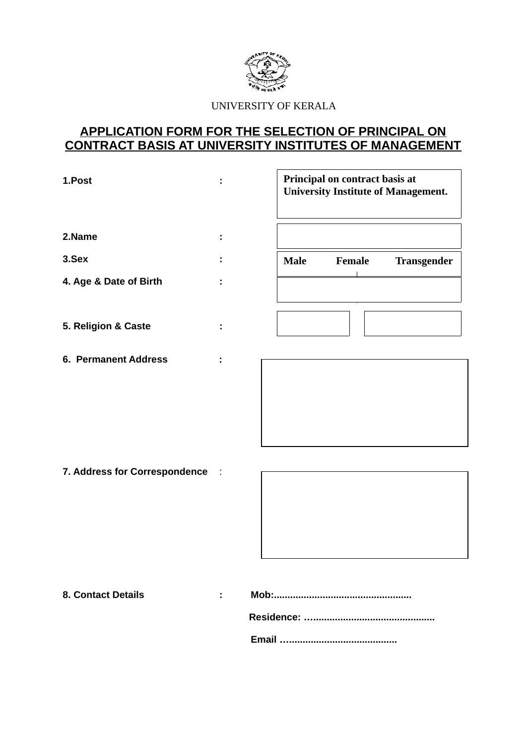UNIVERSITY OF KERALA

## APPLICATION FORM FOR THE SELECTION OF PRINCIPAL ON CONTRACT BASIS AT UNIVERSITY INSTITUTES OF MANAGEMENT

**1.Post** : **Principal on contract basis at University Institute of Management.**

**2.Name** :

**3.Sex** : **Male** **Female** **Transgender**

**4. Age & Date of Birth** :

**5. Religion & Caste** :

**6. Permanent Address** :

**7. Address for Correspondence** :

**8. Contact Details** : **Mob:..................................................**

**Residence: …............................................**

**Email …........................................**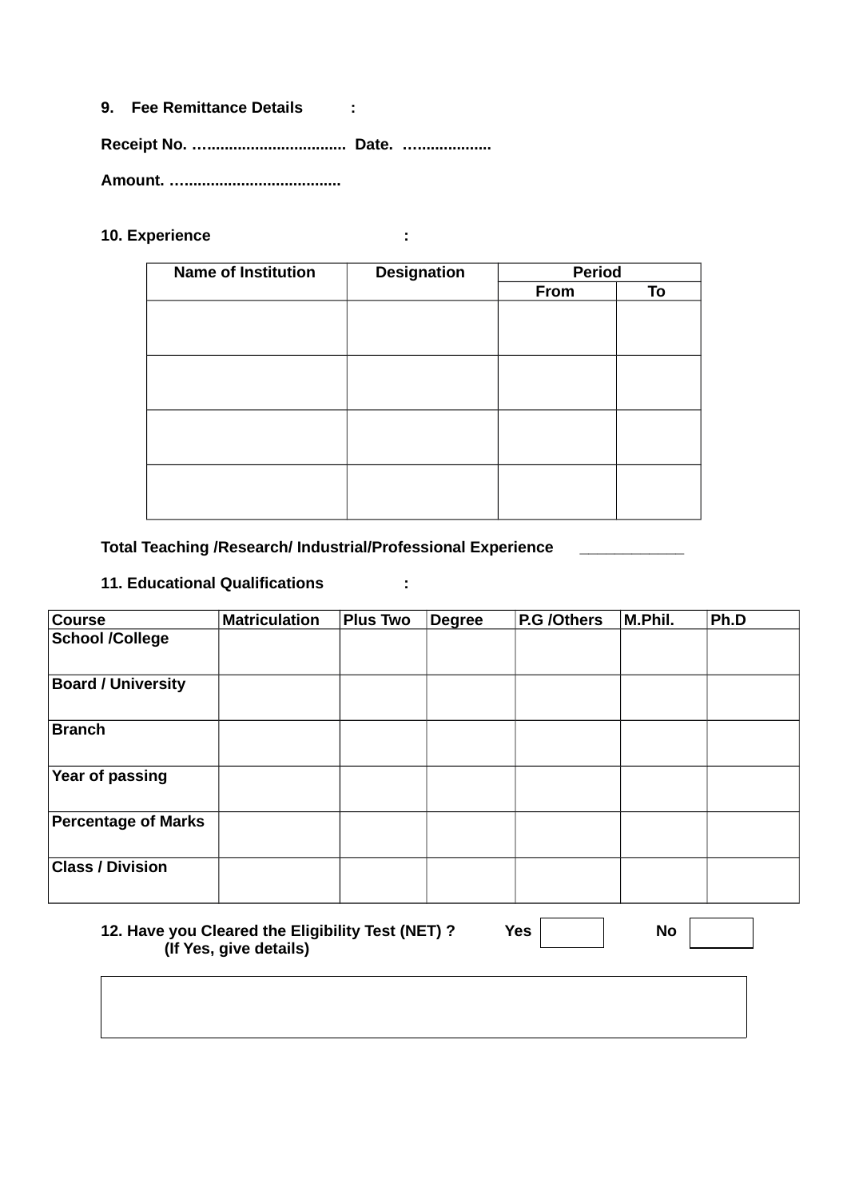**9. Fee Remittance Details :**

**Receipt No. …............................... Date. …................**

**Amount. …...................................**

**10. Experience :**

| Name of Institution | Designation | Period | |
|---|---|---|---|
| | | From | To |
| | | | |
| | | | |
| | | | |
| | | | |

**Total Teaching /Research/ Industrial/Professional Experience ___________**

**11. Educational Qualifications :**

| Course | Matriculation | Plus Two | Degree | P.G /Others | M.Phil. | Ph.D |
|---|---|---|---|---|---|---|
| School /College | | | | | | |
| Board / University | | | | | | |
| Branch | | | | | | |
| Year of passing | | | | | | |
| Percentage of Marks | | | | | | |
| Class / Division | | | | | | |

**12. Have you Cleared the Eligibility Test (NET) ?** **Yes** ☐ **No** ☐
**(If Yes, give details)**

| |
|---|
| |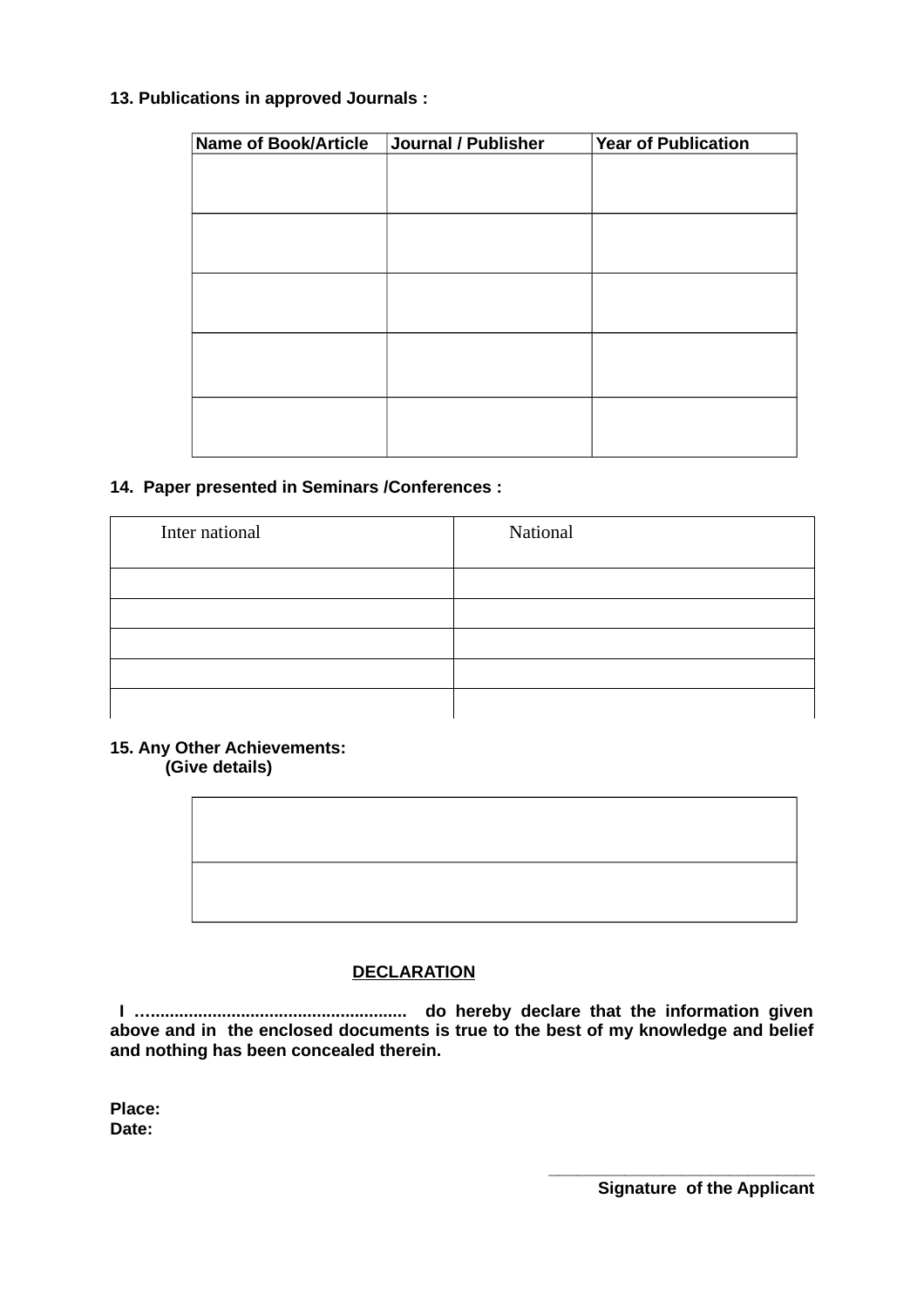**13. Publications in approved Journals :**

| Name of Book/Article | Journal / Publisher | Year of Publication |
|---|---|---|
| | | |
| | | |
| | | |
| | | |
| | | |

**14. Paper presented in Seminars /Conferences :**

| Inter national | National |
|---|---|
| | |
| | |
| | |
| | |
| | |

**15. Any Other Achievements:**
**(Give details)**

| |
|---|
| |
| |

**DECLARATION**

**I ....................................................... do hereby declare that the information given above and in the enclosed documents is true to the best of my knowledge and belief and nothing has been concealed therein.**

**Place:**
**Date:**

______________________________
**Signature of the Applicant**